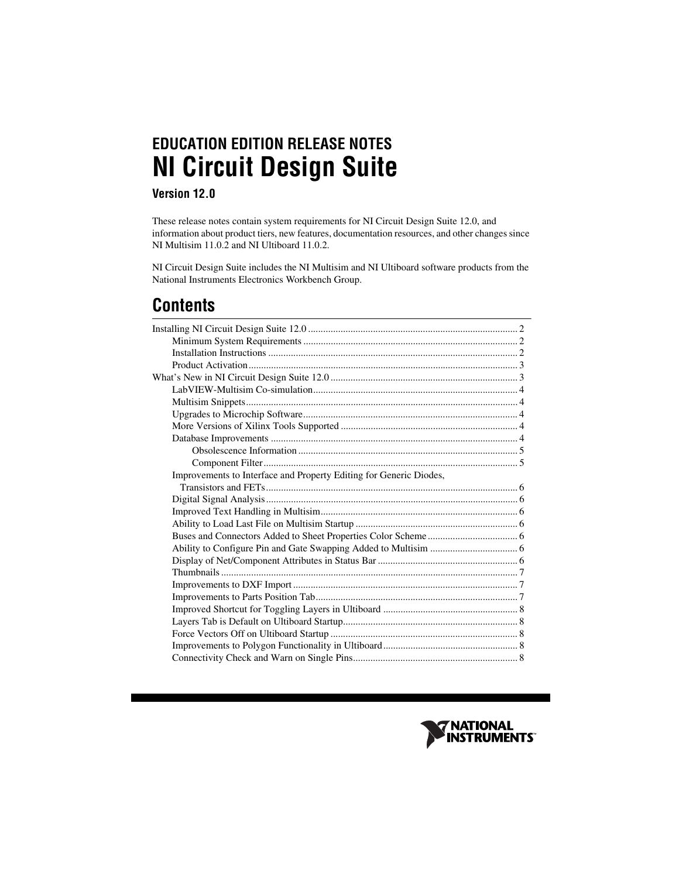**EDUCATION EDITION RELEASE NOTES**

# NI Circuit Design Suite

**Version 12.0**

These release notes contain system requirements for NI Circuit Design Suite 12.0, and information about product tiers, new features, documentation resources, and other changes since NI Multisim 11.0.2 and NI Ultiboard 11.0.2.

NI Circuit Design Suite includes the NI Multisim and NI Ultiboard software products from the National Instruments Electronics Workbench Group.

## Contents

- Installing NI Circuit Design Suite 12.0 ... 2
  - Minimum System Requirements ... 2
  - Installation Instructions ... 2
  - Product Activation ... 3
- What's New in NI Circuit Design Suite 12.0 ... 3
  - LabVIEW-Multisim Co-simulation ... 4
  - Multisim Snippets ... 4
  - Upgrades to Microchip Software ... 4
  - More Versions of Xilinx Tools Supported ... 4
  - Database Improvements ... 4
    - Obsolescence Information ... 5
    - Component Filter ... 5
  - Improvements to Interface and Property Editing for Generic Diodes, Transistors and FETs ... 6
  - Digital Signal Analysis ... 6
  - Improved Text Handling in Multisim ... 6
  - Ability to Load Last File on Multisim Startup ... 6
  - Buses and Connectors Added to Sheet Properties Color Scheme ... 6
  - Ability to Configure Pin and Gate Swapping Added to Multisim ... 6
  - Display of Net/Component Attributes in Status Bar ... 6
  - Thumbnails ... 7
  - Improvements to DXF Import ... 7
  - Improvements to Parts Position Tab ... 7
  - Improved Shortcut for Toggling Layers in Ultiboard ... 8
  - Layers Tab is Default on Ultiboard Startup ... 8
  - Force Vectors Off on Ultiboard Startup ... 8
  - Improvements to Polygon Functionality in Ultiboard ... 8
  - Connectivity Check and Warn on Single Pins ... 8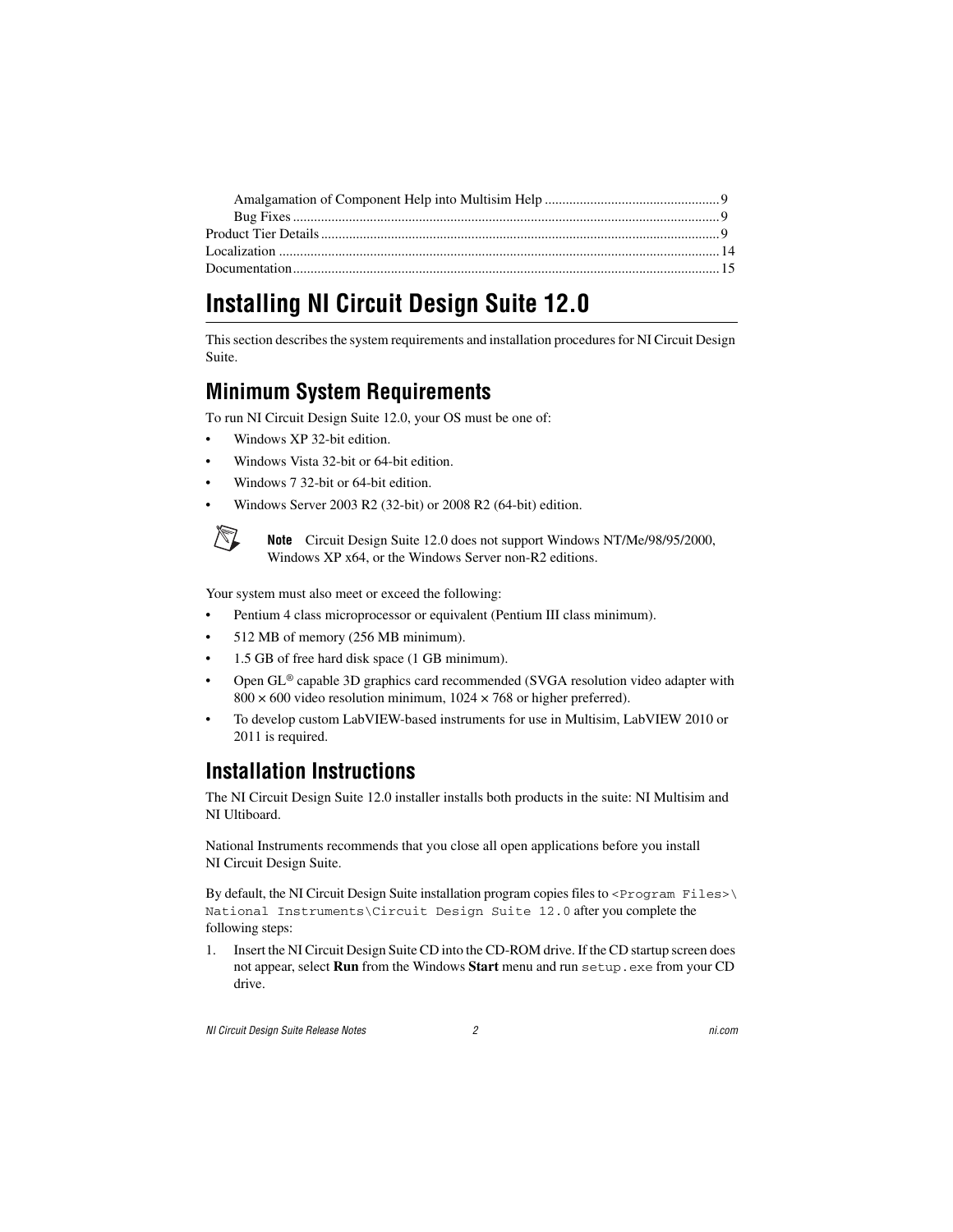Amalgamation of Component Help into Multisim Help ................................................. 9
Bug Fixes ........................................................................................................................ 9
Product Tier Details ................................................................................................................ 9
Localization ............................................................................................................................ 14
Documentation ........................................................................................................................ 15

# Installing NI Circuit Design Suite 12.0

This section describes the system requirements and installation procedures for NI Circuit Design Suite.

## Minimum System Requirements

To run NI Circuit Design Suite 12.0, your OS must be one of:

- Windows XP 32-bit edition.
- Windows Vista 32-bit or 64-bit edition.
- Windows 7 32-bit or 64-bit edition.
- Windows Server 2003 R2 (32-bit) or 2008 R2 (64-bit) edition.

**Note** Circuit Design Suite 12.0 does not support Windows NT/Me/98/95/2000, Windows XP x64, or the Windows Server non-R2 editions.

Your system must also meet or exceed the following:

- Pentium 4 class microprocessor or equivalent (Pentium III class minimum).
- 512 MB of memory (256 MB minimum).
- 1.5 GB of free hard disk space (1 GB minimum).
- Open GL® capable 3D graphics card recommended (SVGA resolution video adapter with 800 × 600 video resolution minimum, 1024 × 768 or higher preferred).
- To develop custom LabVIEW-based instruments for use in Multisim, LabVIEW 2010 or 2011 is required.

## Installation Instructions

The NI Circuit Design Suite 12.0 installer installs both products in the suite: NI Multisim and NI Ultiboard.

National Instruments recommends that you close all open applications before you install NI Circuit Design Suite.

By default, the NI Circuit Design Suite installation program copies files to `<Program Files>\National Instruments\Circuit Design Suite 12.0` after you complete the following steps:

1. Insert the NI Circuit Design Suite CD into the CD-ROM drive. If the CD startup screen does not appear, select **Run** from the Windows **Start** menu and run `setup.exe` from your CD drive.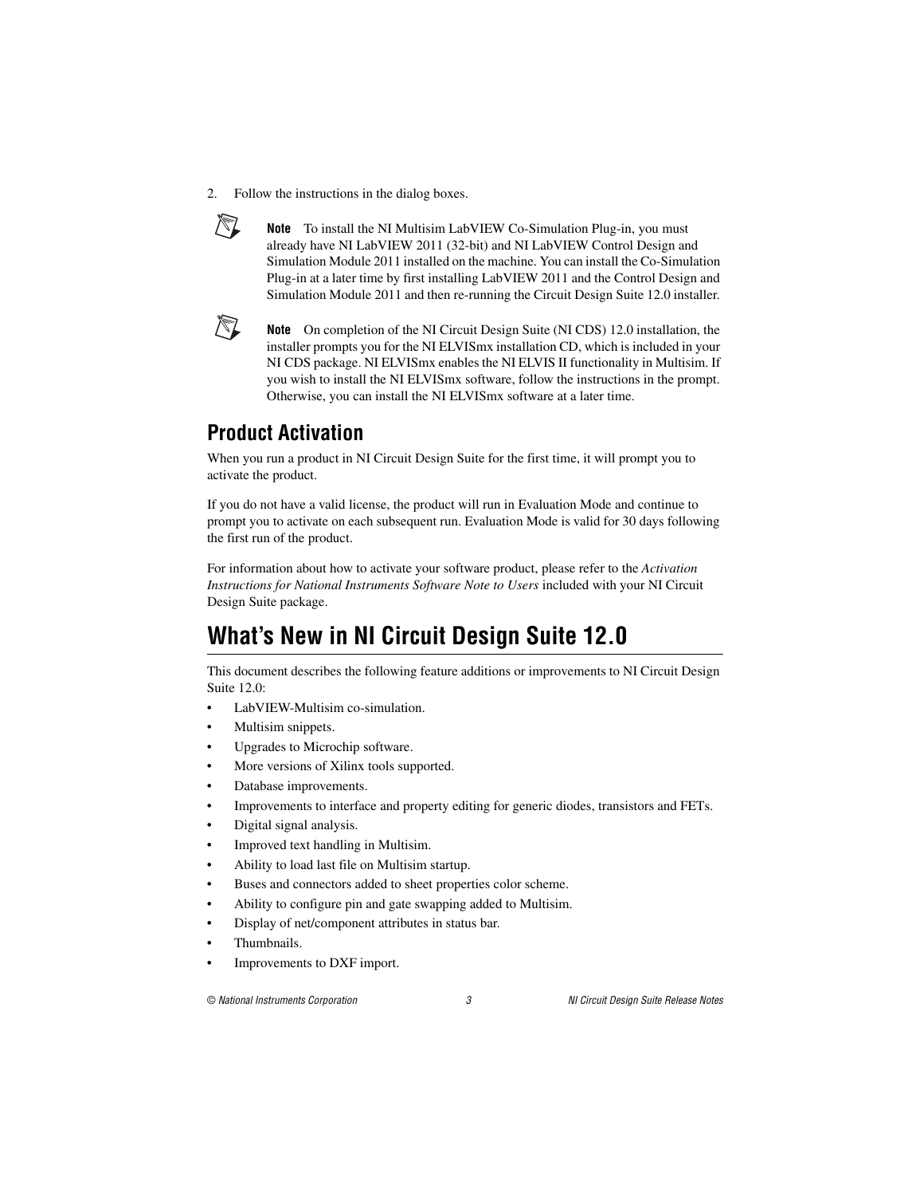2. Follow the instructions in the dialog boxes.

> **Note** To install the NI Multisim LabVIEW Co-Simulation Plug-in, you must already have NI LabVIEW 2011 (32-bit) and NI LabVIEW Control Design and Simulation Module 2011 installed on the machine. You can install the Co-Simulation Plug-in at a later time by first installing LabVIEW 2011 and the Control Design and Simulation Module 2011 and then re-running the Circuit Design Suite 12.0 installer.

> **Note** On completion of the NI Circuit Design Suite (NI CDS) 12.0 installation, the installer prompts you for the NI ELVISmx installation CD, which is included in your NI CDS package. NI ELVISmx enables the NI ELVIS II functionality in Multisim. If you wish to install the NI ELVISmx software, follow the instructions in the prompt. Otherwise, you can install the NI ELVISmx software at a later time.

## Product Activation

When you run a product in NI Circuit Design Suite for the first time, it will prompt you to activate the product.

If you do not have a valid license, the product will run in Evaluation Mode and continue to prompt you to activate on each subsequent run. Evaluation Mode is valid for 30 days following the first run of the product.

For information about how to activate your software product, please refer to the *Activation Instructions for National Instruments Software Note to Users* included with your NI Circuit Design Suite package.

# What's New in NI Circuit Design Suite 12.0

This document describes the following feature additions or improvements to NI Circuit Design Suite 12.0:

- LabVIEW-Multisim co-simulation.
- Multisim snippets.
- Upgrades to Microchip software.
- More versions of Xilinx tools supported.
- Database improvements.
- Improvements to interface and property editing for generic diodes, transistors and FETs.
- Digital signal analysis.
- Improved text handling in Multisim.
- Ability to load last file on Multisim startup.
- Buses and connectors added to sheet properties color scheme.
- Ability to configure pin and gate swapping added to Multisim.
- Display of net/component attributes in status bar.
- Thumbnails.
- Improvements to DXF import.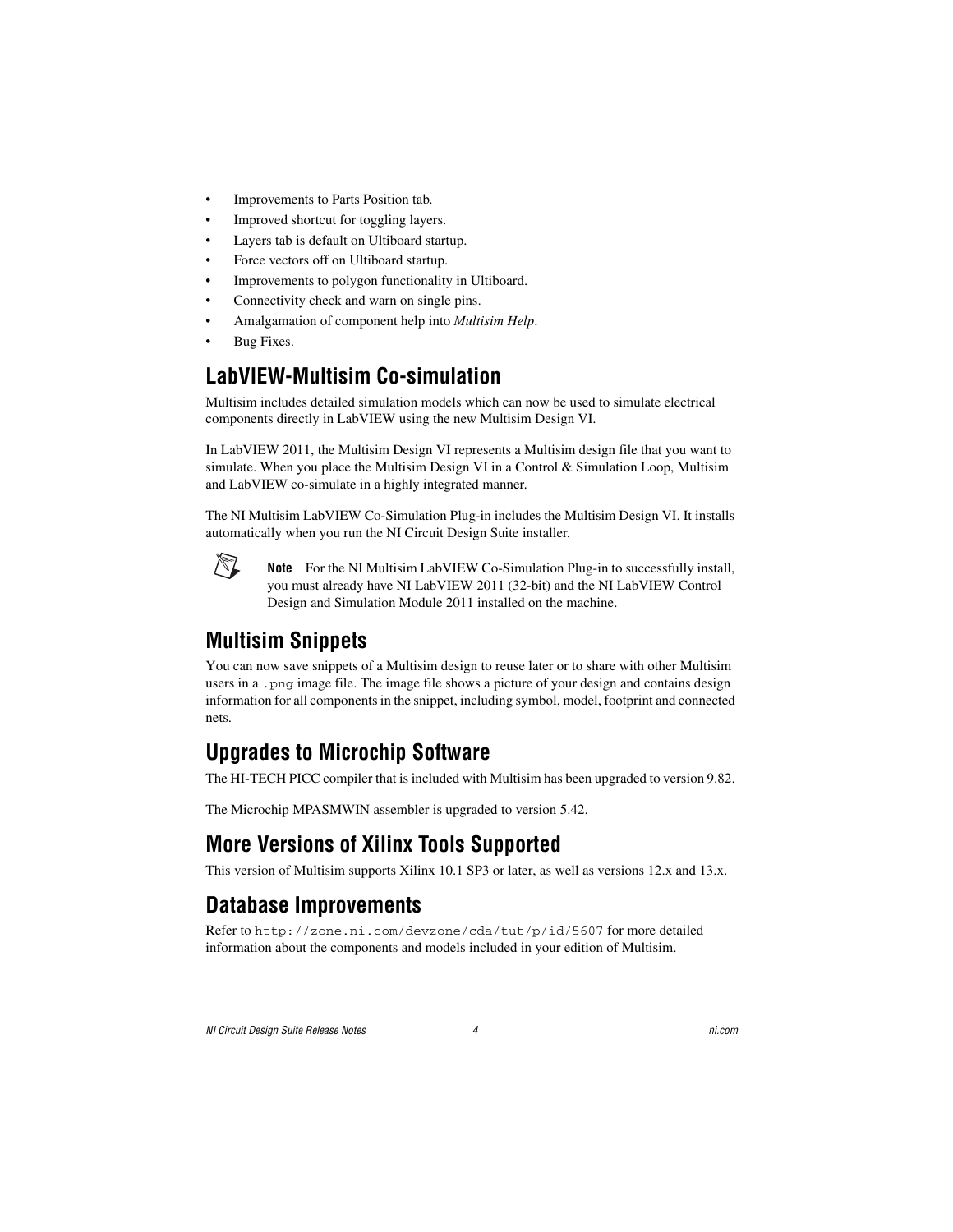- Improvements to Parts Position tab.
- Improved shortcut for toggling layers.
- Layers tab is default on Ultiboard startup.
- Force vectors off on Ultiboard startup.
- Improvements to polygon functionality in Ultiboard.
- Connectivity check and warn on single pins.
- Amalgamation of component help into *Multisim Help*.
- Bug Fixes.

## LabVIEW-Multisim Co-simulation

Multisim includes detailed simulation models which can now be used to simulate electrical components directly in LabVIEW using the new Multisim Design VI.

In LabVIEW 2011, the Multisim Design VI represents a Multisim design file that you want to simulate. When you place the Multisim Design VI in a Control & Simulation Loop, Multisim and LabVIEW co-simulate in a highly integrated manner.

The NI Multisim LabVIEW Co-Simulation Plug-in includes the Multisim Design VI. It installs automatically when you run the NI Circuit Design Suite installer.

> **Note** For the NI Multisim LabVIEW Co-Simulation Plug-in to successfully install, you must already have NI LabVIEW 2011 (32-bit) and the NI LabVIEW Control Design and Simulation Module 2011 installed on the machine.

## Multisim Snippets

You can now save snippets of a Multisim design to reuse later or to share with other Multisim users in a `.png` image file. The image file shows a picture of your design and contains design information for all components in the snippet, including symbol, model, footprint and connected nets.

## Upgrades to Microchip Software

The HI-TECH PICC compiler that is included with Multisim has been upgraded to version 9.82.

The Microchip MPASMWIN assembler is upgraded to version 5.42.

## More Versions of Xilinx Tools Supported

This version of Multisim supports Xilinx 10.1 SP3 or later, as well as versions 12.x and 13.x.

## Database Improvements

Refer to `http://zone.ni.com/devzone/cda/tut/p/id/5607` for more detailed information about the components and models included in your edition of Multisim.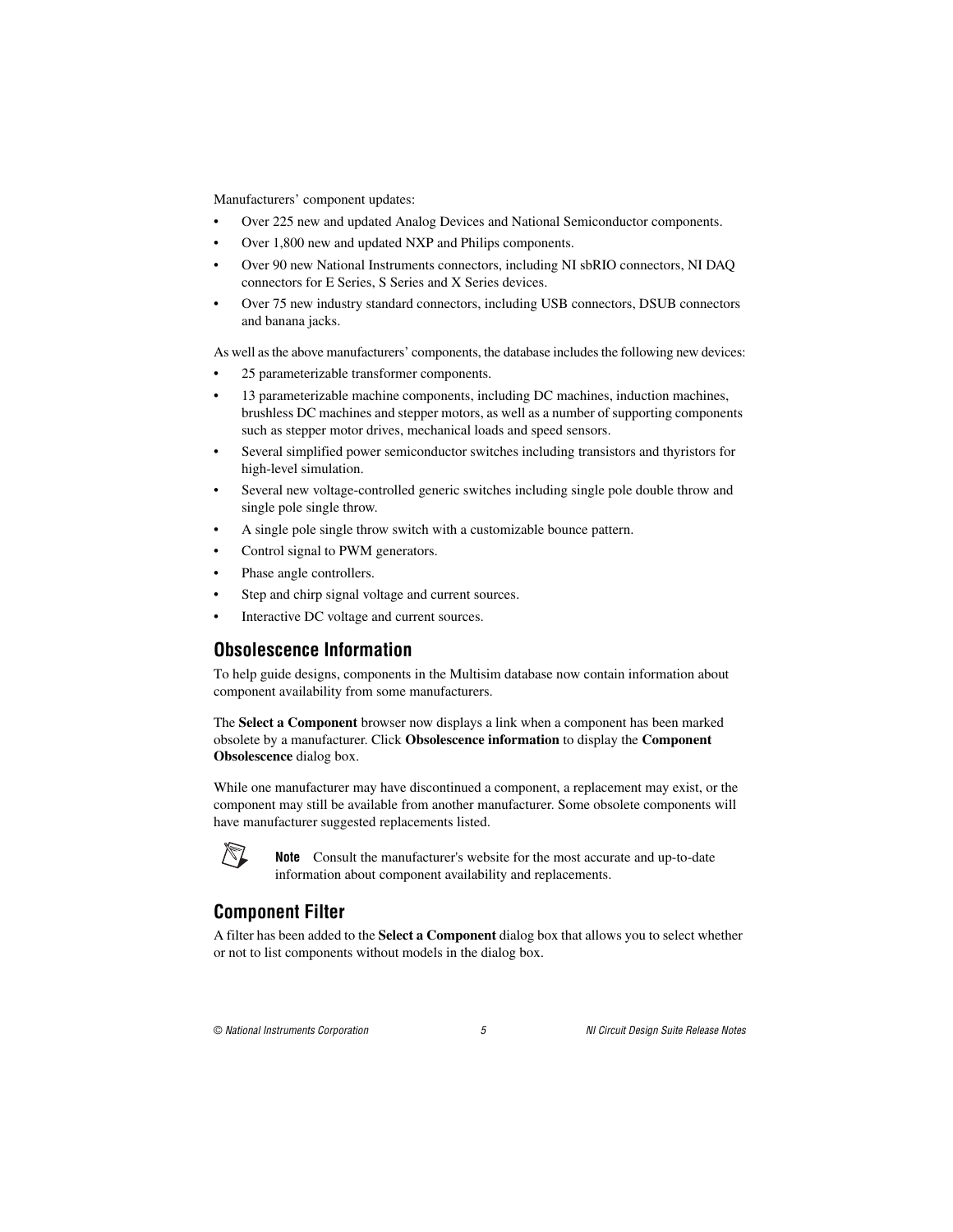Manufacturers' component updates:

- Over 225 new and updated Analog Devices and National Semiconductor components.
- Over 1,800 new and updated NXP and Philips components.
- Over 90 new National Instruments connectors, including NI sbRIO connectors, NI DAQ connectors for E Series, S Series and X Series devices.
- Over 75 new industry standard connectors, including USB connectors, DSUB connectors and banana jacks.

As well as the above manufacturers' components, the database includes the following new devices:

- 25 parameterizable transformer components.
- 13 parameterizable machine components, including DC machines, induction machines, brushless DC machines and stepper motors, as well as a number of supporting components such as stepper motor drives, mechanical loads and speed sensors.
- Several simplified power semiconductor switches including transistors and thyristors for high-level simulation.
- Several new voltage-controlled generic switches including single pole double throw and single pole single throw.
- A single pole single throw switch with a customizable bounce pattern.
- Control signal to PWM generators.
- Phase angle controllers.
- Step and chirp signal voltage and current sources.
- Interactive DC voltage and current sources.

## Obsolescence Information

To help guide designs, components in the Multisim database now contain information about component availability from some manufacturers.

The **Select a Component** browser now displays a link when a component has been marked obsolete by a manufacturer. Click **Obsolescence information** to display the **Component Obsolescence** dialog box.

While one manufacturer may have discontinued a component, a replacement may exist, or the component may still be available from another manufacturer. Some obsolete components will have manufacturer suggested replacements listed.

**Note** Consult the manufacturer's website for the most accurate and up-to-date information about component availability and replacements.

## Component Filter

A filter has been added to the **Select a Component** dialog box that allows you to select whether or not to list components without models in the dialog box.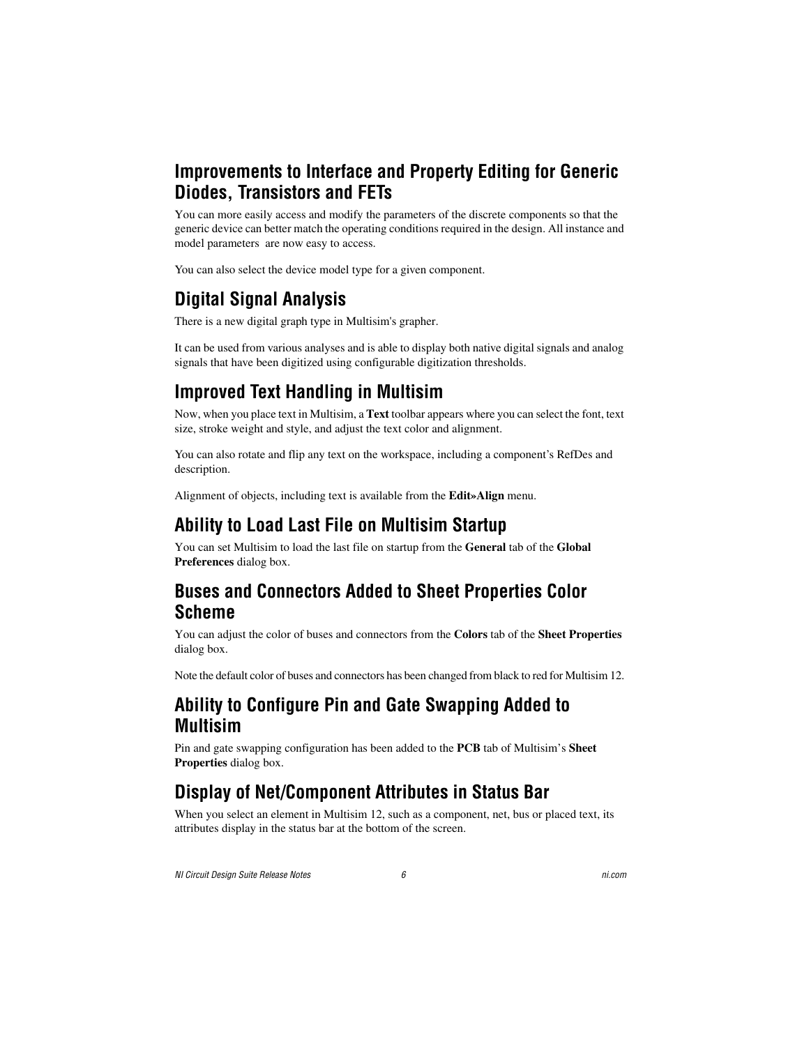## Improvements to Interface and Property Editing for Generic Diodes, Transistors and FETs

You can more easily access and modify the parameters of the discrete components so that the generic device can better match the operating conditions required in the design. All instance and model parameters are now easy to access.

You can also select the device model type for a given component.

## Digital Signal Analysis

There is a new digital graph type in Multisim's grapher.

It can be used from various analyses and is able to display both native digital signals and analog signals that have been digitized using configurable digitization thresholds.

## Improved Text Handling in Multisim

Now, when you place text in Multisim, a **Text** toolbar appears where you can select the font, text size, stroke weight and style, and adjust the text color and alignment.

You can also rotate and flip any text on the workspace, including a component's RefDes and description.

Alignment of objects, including text is available from the **Edit»Align** menu.

## Ability to Load Last File on Multisim Startup

You can set Multisim to load the last file on startup from the **General** tab of the **Global Preferences** dialog box.

## Buses and Connectors Added to Sheet Properties Color Scheme

You can adjust the color of buses and connectors from the **Colors** tab of the **Sheet Properties** dialog box.

Note the default color of buses and connectors has been changed from black to red for Multisim 12.

## Ability to Configure Pin and Gate Swapping Added to Multisim

Pin and gate swapping configuration has been added to the **PCB** tab of Multisim's **Sheet Properties** dialog box.

## Display of Net/Component Attributes in Status Bar

When you select an element in Multisim 12, such as a component, net, bus or placed text, its attributes display in the status bar at the bottom of the screen.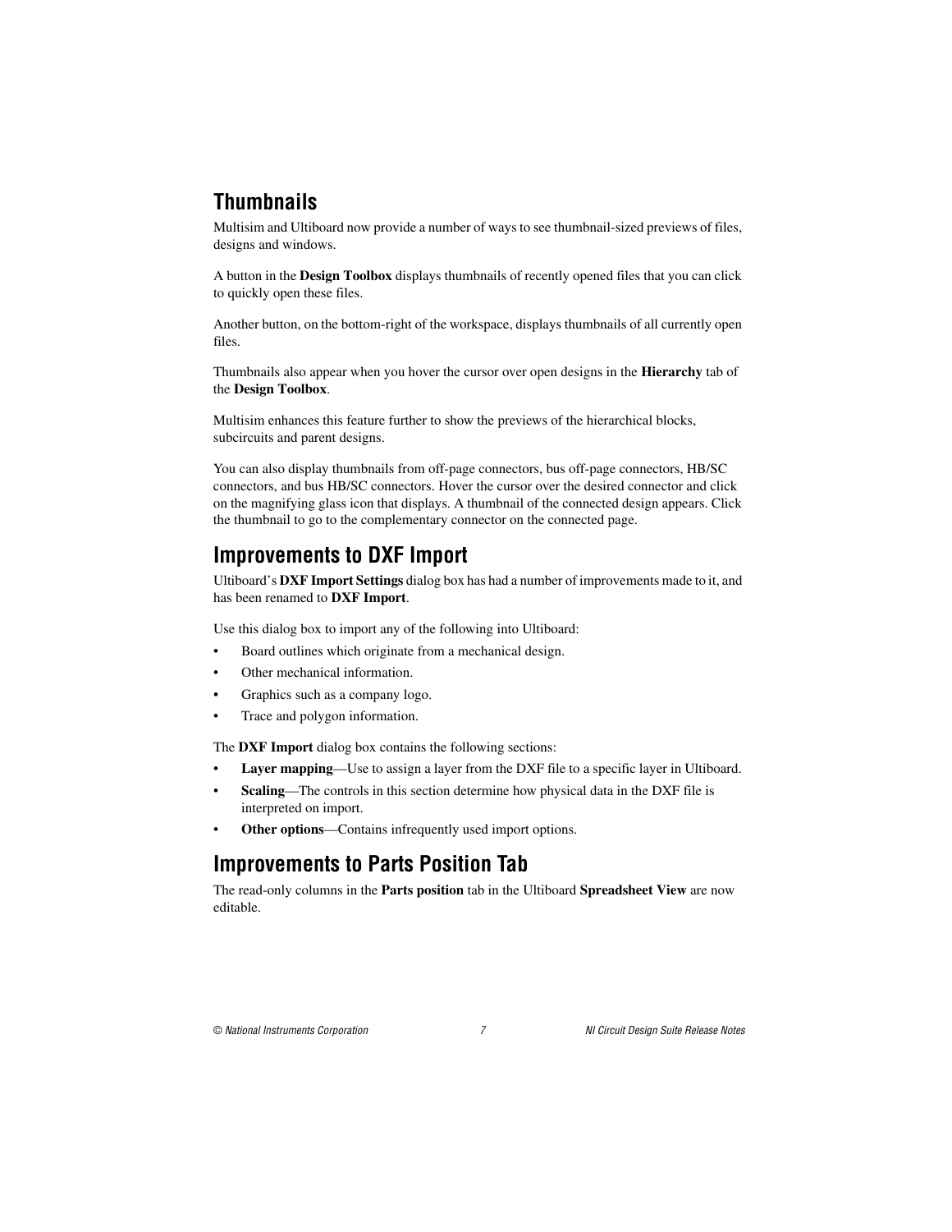## Thumbnails

Multisim and Ultiboard now provide a number of ways to see thumbnail-sized previews of files, designs and windows.

A button in the **Design Toolbox** displays thumbnails of recently opened files that you can click to quickly open these files.

Another button, on the bottom-right of the workspace, displays thumbnails of all currently open files.

Thumbnails also appear when you hover the cursor over open designs in the **Hierarchy** tab of the **Design Toolbox**.

Multisim enhances this feature further to show the previews of the hierarchical blocks, subcircuits and parent designs.

You can also display thumbnails from off-page connectors, bus off-page connectors, HB/SC connectors, and bus HB/SC connectors. Hover the cursor over the desired connector and click on the magnifying glass icon that displays. A thumbnail of the connected design appears. Click the thumbnail to go to the complementary connector on the connected page.

## Improvements to DXF Import

Ultiboard's **DXF Import Settings** dialog box has had a number of improvements made to it, and has been renamed to **DXF Import**.

Use this dialog box to import any of the following into Ultiboard:

- Board outlines which originate from a mechanical design.
- Other mechanical information.
- Graphics such as a company logo.
- Trace and polygon information.

The **DXF Import** dialog box contains the following sections:

- **Layer mapping**—Use to assign a layer from the DXF file to a specific layer in Ultiboard.
- **Scaling**—The controls in this section determine how physical data in the DXF file is interpreted on import.
- **Other options**—Contains infrequently used import options.

## Improvements to Parts Position Tab

The read-only columns in the **Parts position** tab in the Ultiboard **Spreadsheet View** are now editable.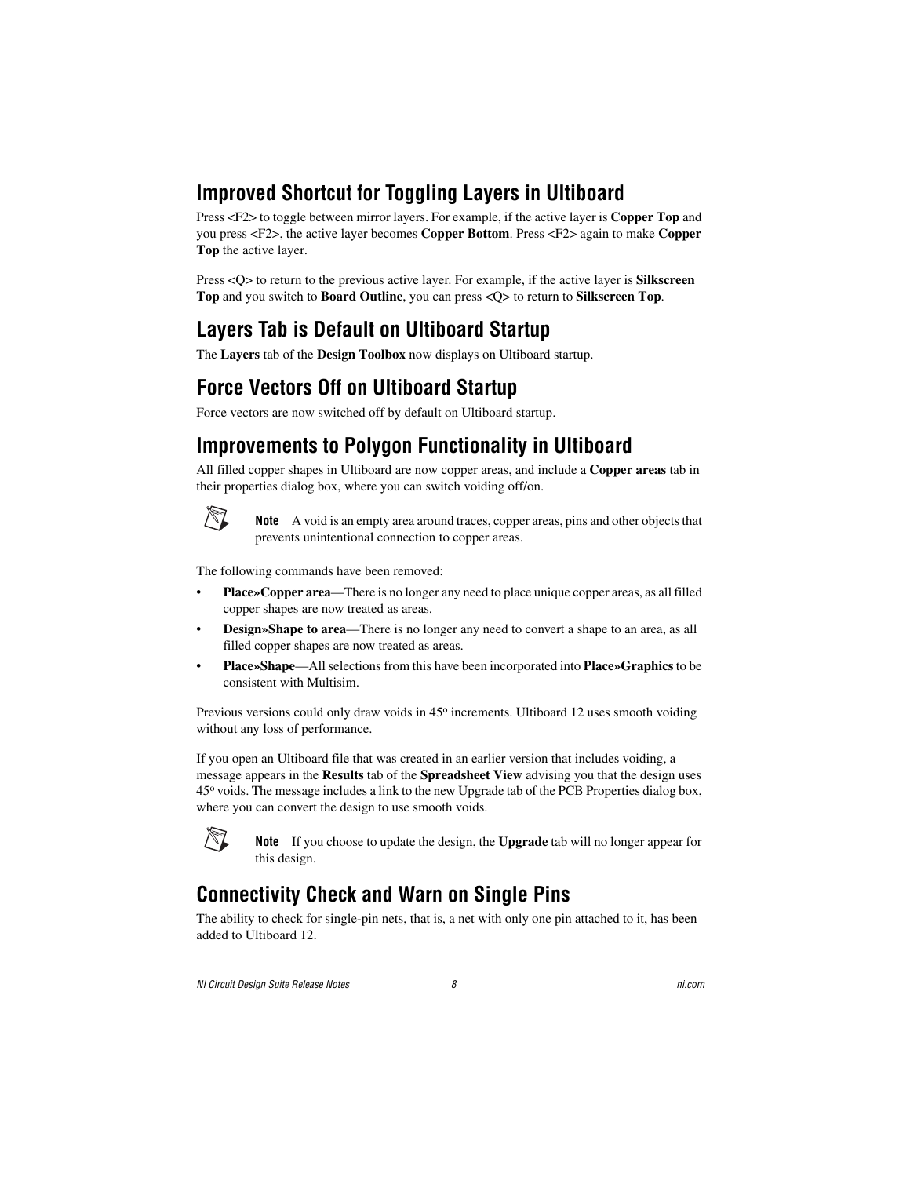## Improved Shortcut for Toggling Layers in Ultiboard

Press <F2> to toggle between mirror layers. For example, if the active layer is **Copper Top** and you press <F2>, the active layer becomes **Copper Bottom**. Press <F2> again to make **Copper Top** the active layer.

Press <Q> to return to the previous active layer. For example, if the active layer is **Silkscreen Top** and you switch to **Board Outline**, you can press <Q> to return to **Silkscreen Top**.

## Layers Tab is Default on Ultiboard Startup

The **Layers** tab of the **Design Toolbox** now displays on Ultiboard startup.

## Force Vectors Off on Ultiboard Startup

Force vectors are now switched off by default on Ultiboard startup.

## Improvements to Polygon Functionality in Ultiboard

All filled copper shapes in Ultiboard are now copper areas, and include a **Copper areas** tab in their properties dialog box, where you can switch voiding off/on.

> **Note** A void is an empty area around traces, copper areas, pins and other objects that prevents unintentional connection to copper areas.

The following commands have been removed:

- **Place»Copper area**—There is no longer any need to place unique copper areas, as all filled copper shapes are now treated as areas.
- **Design»Shape to area**—There is no longer any need to convert a shape to an area, as all filled copper shapes are now treated as areas.
- **Place»Shape**—All selections from this have been incorporated into **Place»Graphics** to be consistent with Multisim.

Previous versions could only draw voids in 45° increments. Ultiboard 12 uses smooth voiding without any loss of performance.

If you open an Ultiboard file that was created in an earlier version that includes voiding, a message appears in the **Results** tab of the **Spreadsheet View** advising you that the design uses 45° voids. The message includes a link to the new Upgrade tab of the PCB Properties dialog box, where you can convert the design to use smooth voids.

> **Note** If you choose to update the design, the **Upgrade** tab will no longer appear for this design.

## Connectivity Check and Warn on Single Pins

The ability to check for single-pin nets, that is, a net with only one pin attached to it, has been added to Ultiboard 12.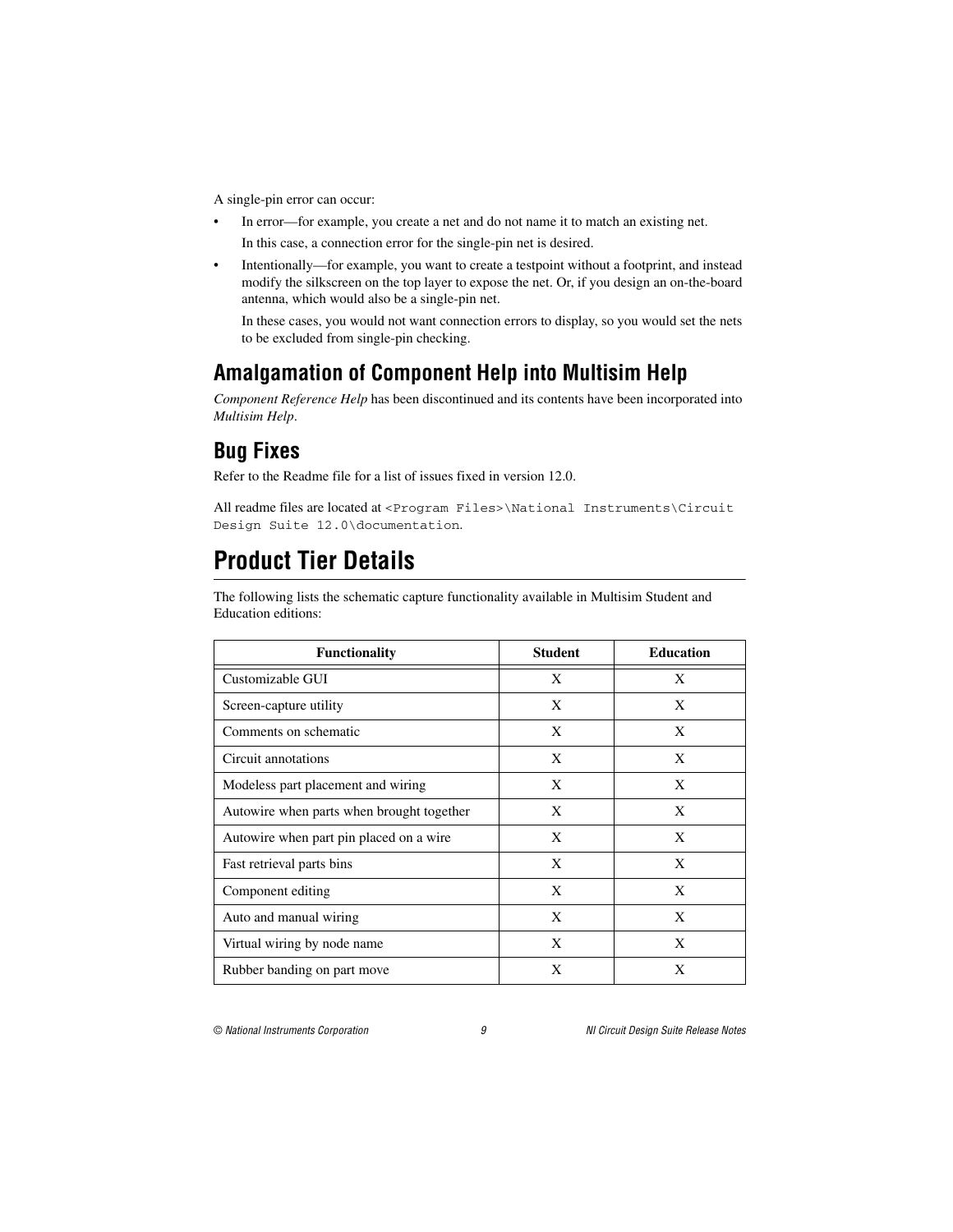A single-pin error can occur:

- In error—for example, you create a net and do not name it to match an existing net.

  In this case, a connection error for the single-pin net is desired.

- Intentionally—for example, you want to create a testpoint without a footprint, and instead modify the silkscreen on the top layer to expose the net. Or, if you design an on-the-board antenna, which would also be a single-pin net.

  In these cases, you would not want connection errors to display, so you would set the nets to be excluded from single-pin checking.

## Amalgamation of Component Help into Multisim Help

*Component Reference Help* has been discontinued and its contents have been incorporated into *Multisim Help*.

## Bug Fixes

Refer to the Readme file for a list of issues fixed in version 12.0.

All readme files are located at `<Program Files>\National Instruments\Circuit Design Suite 12.0\documentation`.

# Product Tier Details

The following lists the schematic capture functionality available in Multisim Student and Education editions:

| Functionality | Student | Education |
|---|---|---|
| Customizable GUI | X | X |
| Screen-capture utility | X | X |
| Comments on schematic | X | X |
| Circuit annotations | X | X |
| Modeless part placement and wiring | X | X |
| Autowire when parts when brought together | X | X |
| Autowire when part pin placed on a wire | X | X |
| Fast retrieval parts bins | X | X |
| Component editing | X | X |
| Auto and manual wiring | X | X |
| Virtual wiring by node name | X | X |
| Rubber banding on part move | X | X |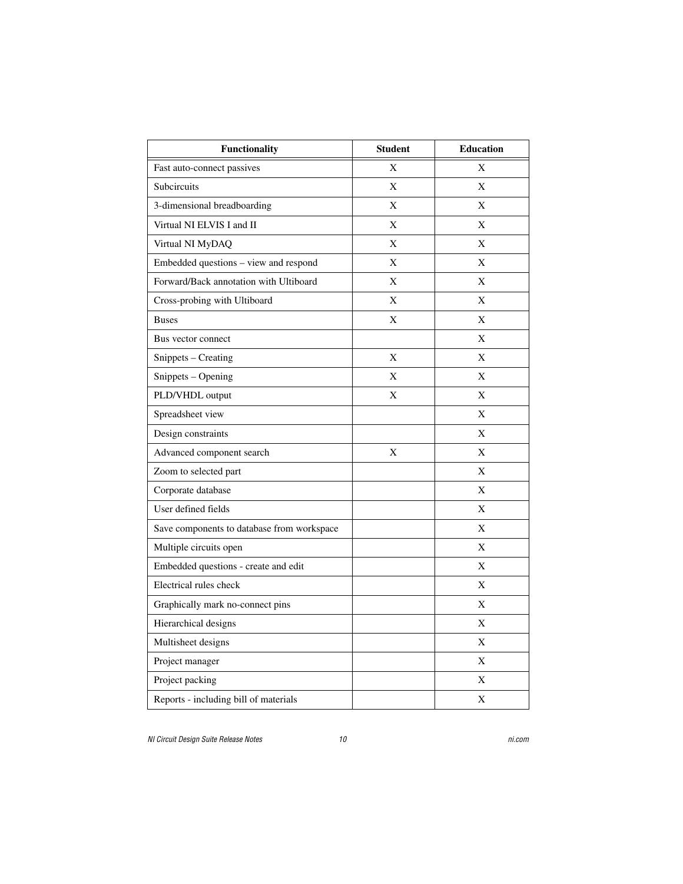| Functionality | Student | Education |
|---|---|---|
| Fast auto-connect passives | X | X |
| Subcircuits | X | X |
| 3-dimensional breadboarding | X | X |
| Virtual NI ELVIS I and II | X | X |
| Virtual NI MyDAQ | X | X |
| Embedded questions – view and respond | X | X |
| Forward/Back annotation with Ultiboard | X | X |
| Cross-probing with Ultiboard | X | X |
| Buses | X | X |
| Bus vector connect | | X |
| Snippets – Creating | X | X |
| Snippets – Opening | X | X |
| PLD/VHDL output | X | X |
| Spreadsheet view | | X |
| Design constraints | | X |
| Advanced component search | X | X |
| Zoom to selected part | | X |
| Corporate database | | X |
| User defined fields | | X |
| Save components to database from workspace | | X |
| Multiple circuits open | | X |
| Embedded questions - create and edit | | X |
| Electrical rules check | | X |
| Graphically mark no-connect pins | | X |
| Hierarchical designs | | X |
| Multisheet designs | | X |
| Project manager | | X |
| Project packing | | X |
| Reports - including bill of materials | | X |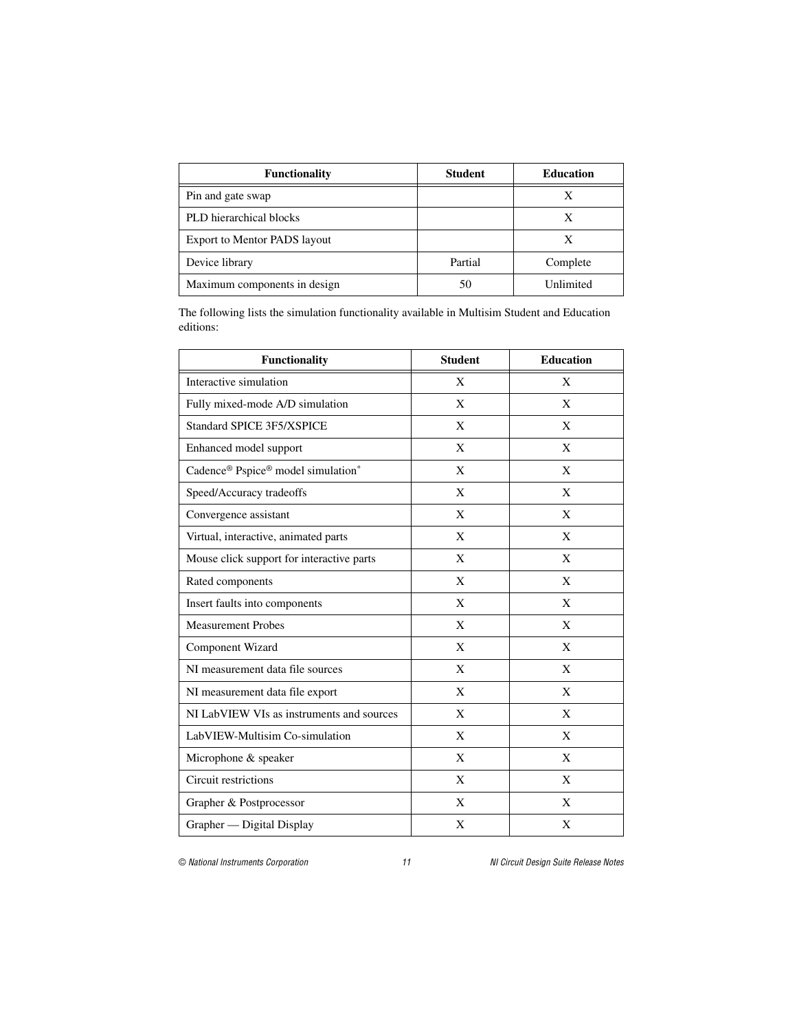| Functionality | Student | Education |
| --- | --- | --- |
| Pin and gate swap | | X |
| PLD hierarchical blocks | | X |
| Export to Mentor PADS layout | | X |
| Device library | Partial | Complete |
| Maximum components in design | 50 | Unlimited |

The following lists the simulation functionality available in Multisim Student and Education editions:

| Functionality | Student | Education |
| --- | --- | --- |
| Interactive simulation | X | X |
| Fully mixed-mode A/D simulation | X | X |
| Standard SPICE 3F5/XSPICE | X | X |
| Enhanced model support | X | X |
| Cadence® Pspice® model simulation* | X | X |
| Speed/Accuracy tradeoffs | X | X |
| Convergence assistant | X | X |
| Virtual, interactive, animated parts | X | X |
| Mouse click support for interactive parts | X | X |
| Rated components | X | X |
| Insert faults into components | X | X |
| Measurement Probes | X | X |
| Component Wizard | X | X |
| NI measurement data file sources | X | X |
| NI measurement data file export | X | X |
| NI LabVIEW VIs as instruments and sources | X | X |
| LabVIEW-Multisim Co-simulation | X | X |
| Microphone & speaker | X | X |
| Circuit restrictions | X | X |
| Grapher & Postprocessor | X | X |
| Grapher — Digital Display | X | X |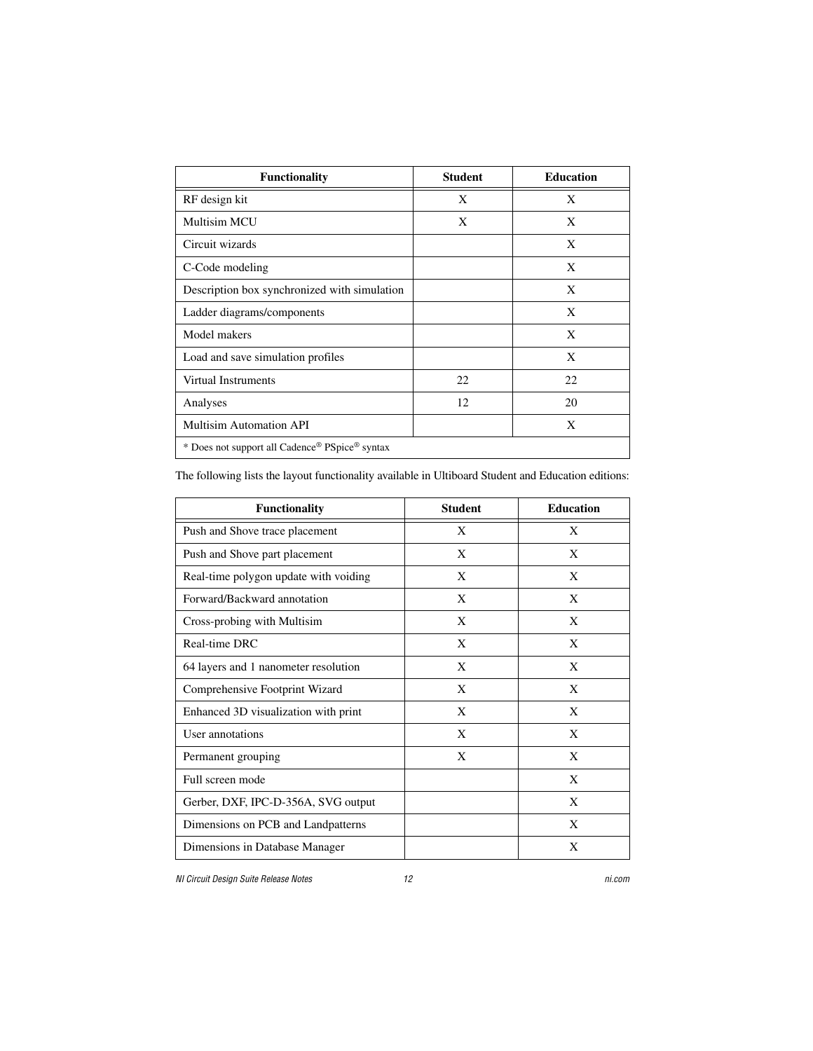| Functionality | Student | Education |
|---|---|---|
| RF design kit | X | X |
| Multisim MCU | X | X |
| Circuit wizards | | X |
| C-Code modeling | | X |
| Description box synchronized with simulation | | X |
| Ladder diagrams/components | | X |
| Model makers | | X |
| Load and save simulation profiles | | X |
| Virtual Instruments | 22 | 22 |
| Analyses | 12 | 20 |
| Multisim Automation API | | X |
| * Does not support all Cadence® PSpice® syntax | | |

The following lists the layout functionality available in Ultiboard Student and Education editions:

| Functionality | Student | Education |
|---|---|---|
| Push and Shove trace placement | X | X |
| Push and Shove part placement | X | X |
| Real-time polygon update with voiding | X | X |
| Forward/Backward annotation | X | X |
| Cross-probing with Multisim | X | X |
| Real-time DRC | X | X |
| 64 layers and 1 nanometer resolution | X | X |
| Comprehensive Footprint Wizard | X | X |
| Enhanced 3D visualization with print | X | X |
| User annotations | X | X |
| Permanent grouping | X | X |
| Full screen mode | | X |
| Gerber, DXF, IPC-D-356A, SVG output | | X |
| Dimensions on PCB and Landpatterns | | X |
| Dimensions in Database Manager | | X |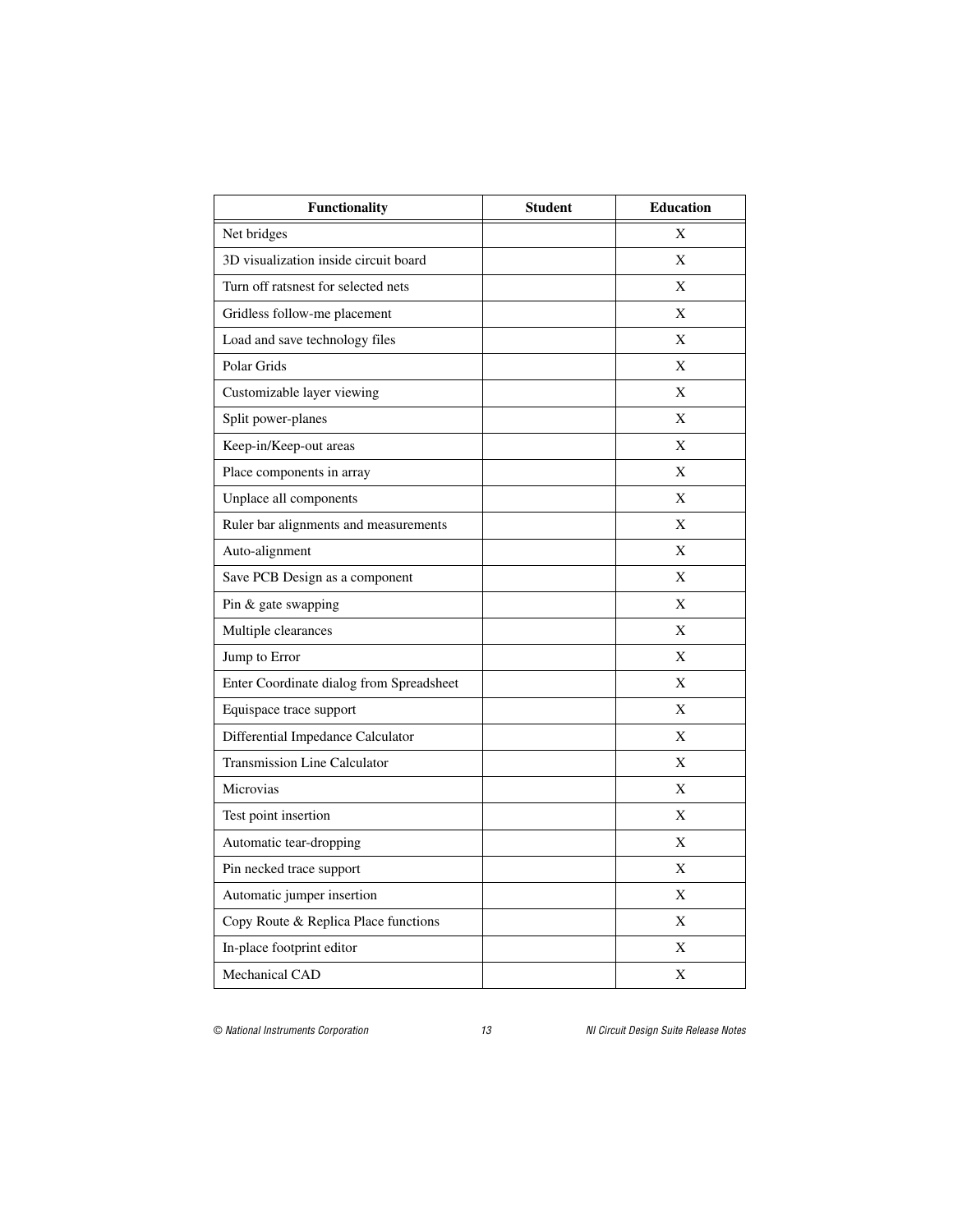| Functionality | Student | Education |
|---|---|---|
| Net bridges | | X |
| 3D visualization inside circuit board | | X |
| Turn off ratsnest for selected nets | | X |
| Gridless follow-me placement | | X |
| Load and save technology files | | X |
| Polar Grids | | X |
| Customizable layer viewing | | X |
| Split power-planes | | X |
| Keep-in/Keep-out areas | | X |
| Place components in array | | X |
| Unplace all components | | X |
| Ruler bar alignments and measurements | | X |
| Auto-alignment | | X |
| Save PCB Design as a component | | X |
| Pin & gate swapping | | X |
| Multiple clearances | | X |
| Jump to Error | | X |
| Enter Coordinate dialog from Spreadsheet | | X |
| Equispace trace support | | X |
| Differential Impedance Calculator | | X |
| Transmission Line Calculator | | X |
| Microvias | | X |
| Test point insertion | | X |
| Automatic tear-dropping | | X |
| Pin necked trace support | | X |
| Automatic jumper insertion | | X |
| Copy Route & Replica Place functions | | X |
| In-place footprint editor | | X |
| Mechanical CAD | | X |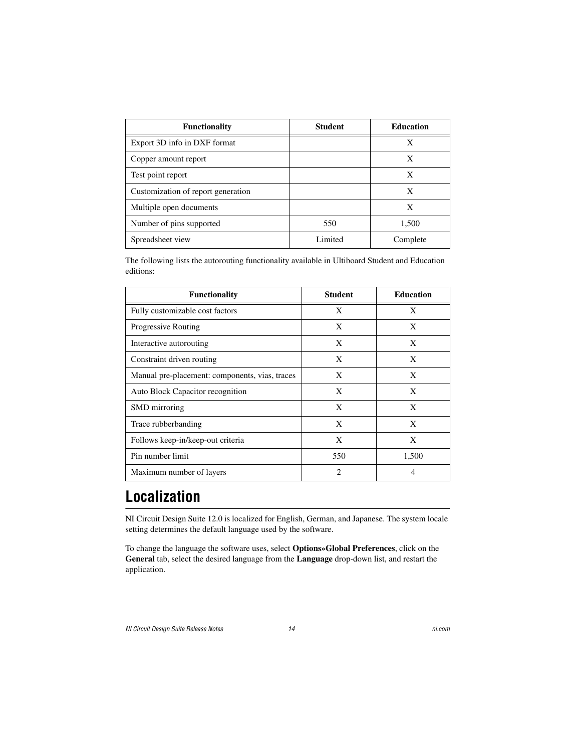| Functionality | Student | Education |
| --- | --- | --- |
| Export 3D info in DXF format | | X |
| Copper amount report | | X |
| Test point report | | X |
| Customization of report generation | | X |
| Multiple open documents | | X |
| Number of pins supported | 550 | 1,500 |
| Spreadsheet view | Limited | Complete |

The following lists the autorouting functionality available in Ultiboard Student and Education editions:

| Functionality | Student | Education |
| --- | --- | --- |
| Fully customizable cost factors | X | X |
| Progressive Routing | X | X |
| Interactive autorouting | X | X |
| Constraint driven routing | X | X |
| Manual pre-placement: components, vias, traces | X | X |
| Auto Block Capacitor recognition | X | X |
| SMD mirroring | X | X |
| Trace rubberbanding | X | X |
| Follows keep-in/keep-out criteria | X | X |
| Pin number limit | 550 | 1,500 |
| Maximum number of layers | 2 | 4 |

## Localization

NI Circuit Design Suite 12.0 is localized for English, German, and Japanese. The system locale setting determines the default language used by the software.

To change the language the software uses, select **Options»Global Preferences**, click on the **General** tab, select the desired language from the **Language** drop-down list, and restart the application.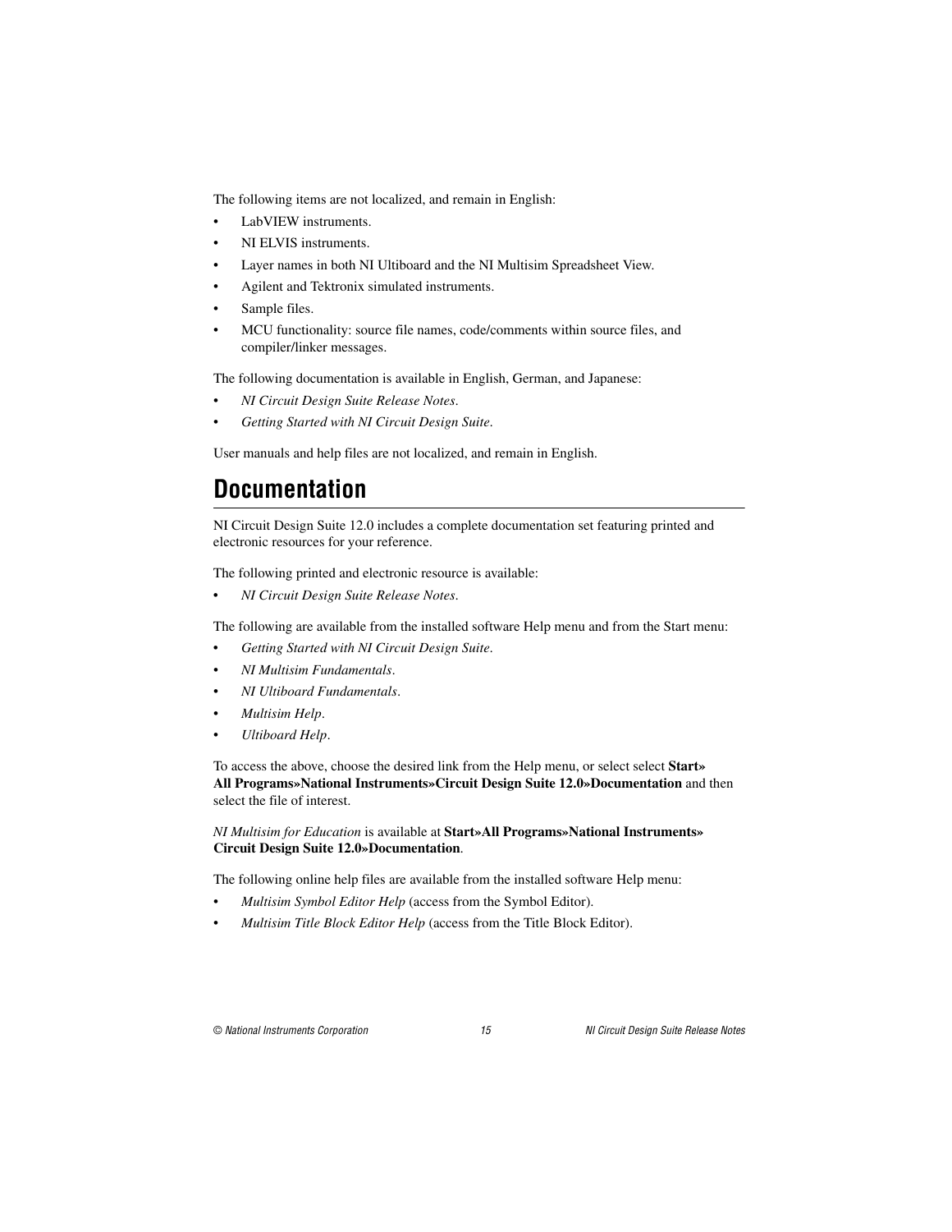The following items are not localized, and remain in English:

- LabVIEW instruments.
- NI ELVIS instruments.
- Layer names in both NI Ultiboard and the NI Multisim Spreadsheet View.
- Agilent and Tektronix simulated instruments.
- Sample files.
- MCU functionality: source file names, code/comments within source files, and compiler/linker messages.

The following documentation is available in English, German, and Japanese:

- *NI Circuit Design Suite Release Notes*.
- *Getting Started with NI Circuit Design Suite*.

User manuals and help files are not localized, and remain in English.

## Documentation

NI Circuit Design Suite 12.0 includes a complete documentation set featuring printed and electronic resources for your reference.

The following printed and electronic resource is available:

- *NI Circuit Design Suite Release Notes*.

The following are available from the installed software Help menu and from the Start menu:

- *Getting Started with NI Circuit Design Suite*.
- *NI Multisim Fundamentals*.
- *NI Ultiboard Fundamentals*.
- *Multisim Help*.
- *Ultiboard Help*.

To access the above, choose the desired link from the Help menu, or select select **Start» All Programs»National Instruments»Circuit Design Suite 12.0»Documentation** and then select the file of interest.

*NI Multisim for Education* is available at **Start»All Programs»National Instruments» Circuit Design Suite 12.0»Documentation**.

The following online help files are available from the installed software Help menu:

- *Multisim Symbol Editor Help* (access from the Symbol Editor).
- *Multisim Title Block Editor Help* (access from the Title Block Editor).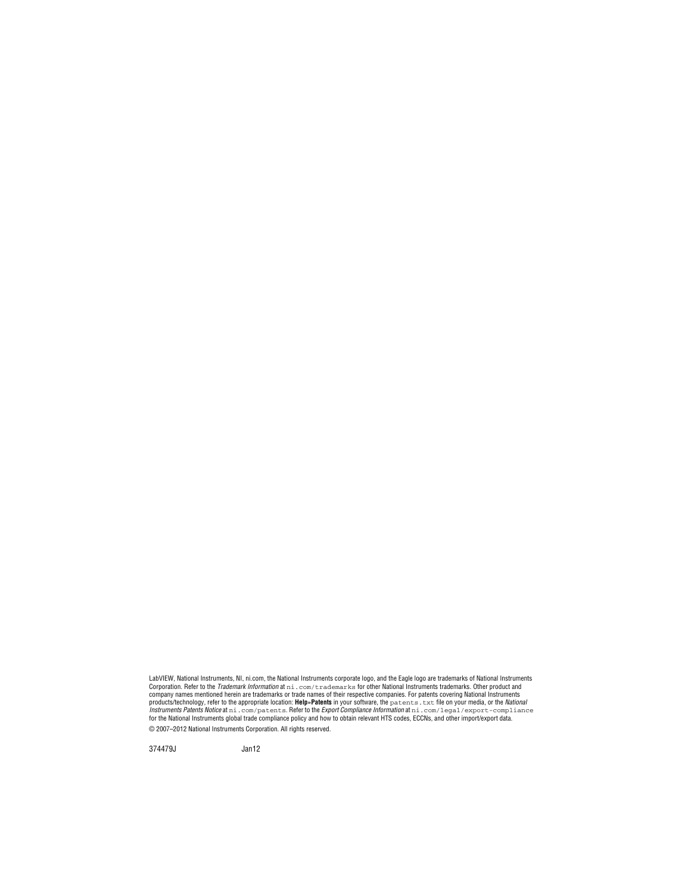LabVIEW, National Instruments, NI, ni.com, the National Instruments corporate logo, and the Eagle logo are trademarks of National Instruments Corporation. Refer to the *Trademark Information* at `ni.com/trademarks` for other National Instruments trademarks. Other product and company names mentioned herein are trademarks or trade names of their respective companies. For patents covering National Instruments products/technology, refer to the appropriate location: **Help»Patents** in your software, the `patents.txt` file on your media, or the *National Instruments Patents Notice* at `ni.com/patents`. Refer to the *Export Compliance Information* at `ni.com/legal/export-compliance` for the National Instruments global trade compliance policy and how to obtain relevant HTS codes, ECCNs, and other import/export data.

© 2007–2012 National Instruments Corporation. All rights reserved.

374479J Jan12